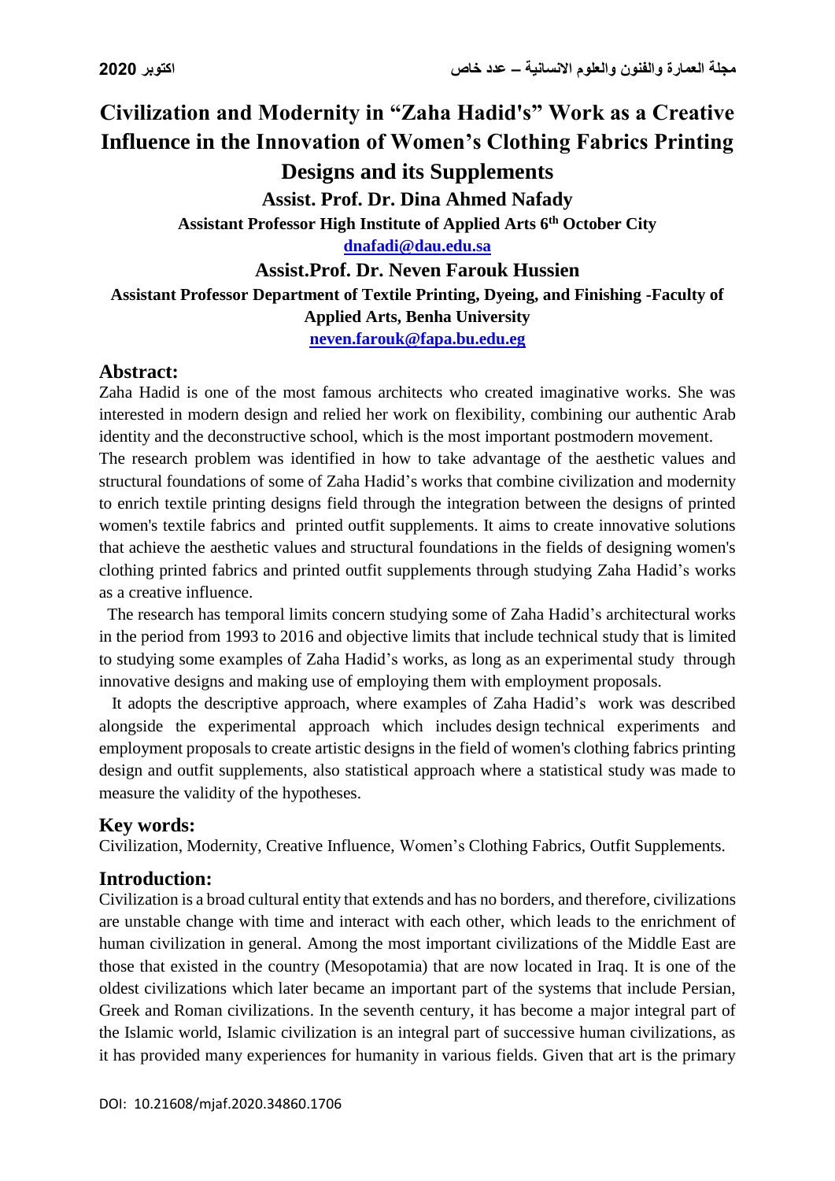# Civilization and Modernity in "Zaha Hadid's" Work as a Creative Influence in the Innovation of Women's Clothing Fabrics Printing Designs and its Supplements

**Assist. Prof. Dr. Dina Ahmed Nafady**

**Assistant Professor High Institute of Applied Arts 6th October City**

**dnafadi@dau.edu.sa**

**Assist.Prof. Dr. Neven Farouk Hussien**

**Assistant Professor Department of Textile Printing, Dyeing, and Finishing -Faculty of Applied Arts, Benha University**

**neven.farouk@fapa.bu.edu.eg**

## Abstract:

Zaha Hadid is one of the most famous architects who created imaginative works. She was interested in modern design and relied her work on flexibility, combining our authentic Arab identity and the deconstructive school, which is the most important postmodern movement.

The research problem was identified in how to take advantage of the aesthetic values and structural foundations of some of Zaha Hadid's works that combine civilization and modernity to enrich textile printing designs field through the integration between the designs of printed women's textile fabrics and printed outfit supplements. It aims to create innovative solutions that achieve the aesthetic values and structural foundations in the fields of designing women's clothing printed fabrics and printed outfit supplements through studying Zaha Hadid's works as a creative influence.

The research has temporal limits concern studying some of Zaha Hadid's architectural works in the period from 1993 to 2016 and objective limits that include technical study that is limited to studying some examples of Zaha Hadid's works, as long as an experimental study through innovative designs and making use of employing them with employment proposals.

It adopts the descriptive approach, where examples of Zaha Hadid's work was described alongside the experimental approach which includes design technical experiments and employment proposals to create artistic designs in the field of women's clothing fabrics printing design and outfit supplements, also statistical approach where a statistical study was made to measure the validity of the hypotheses.

## Key words:

Civilization, Modernity, Creative Influence, Women's Clothing Fabrics, Outfit Supplements.

## Introduction:

Civilization is a broad cultural entity that extends and has no borders, and therefore, civilizations are unstable change with time and interact with each other, which leads to the enrichment of human civilization in general. Among the most important civilizations of the Middle East are those that existed in the country (Mesopotamia) that are now located in Iraq. It is one of the oldest civilizations which later became an important part of the systems that include Persian, Greek and Roman civilizations. In the seventh century, it has become a major integral part of the Islamic world, Islamic civilization is an integral part of successive human civilizations, as it has provided many experiences for humanity in various fields. Given that art is the primary

DOI: 10.21608/mjaf.2020.34860.1706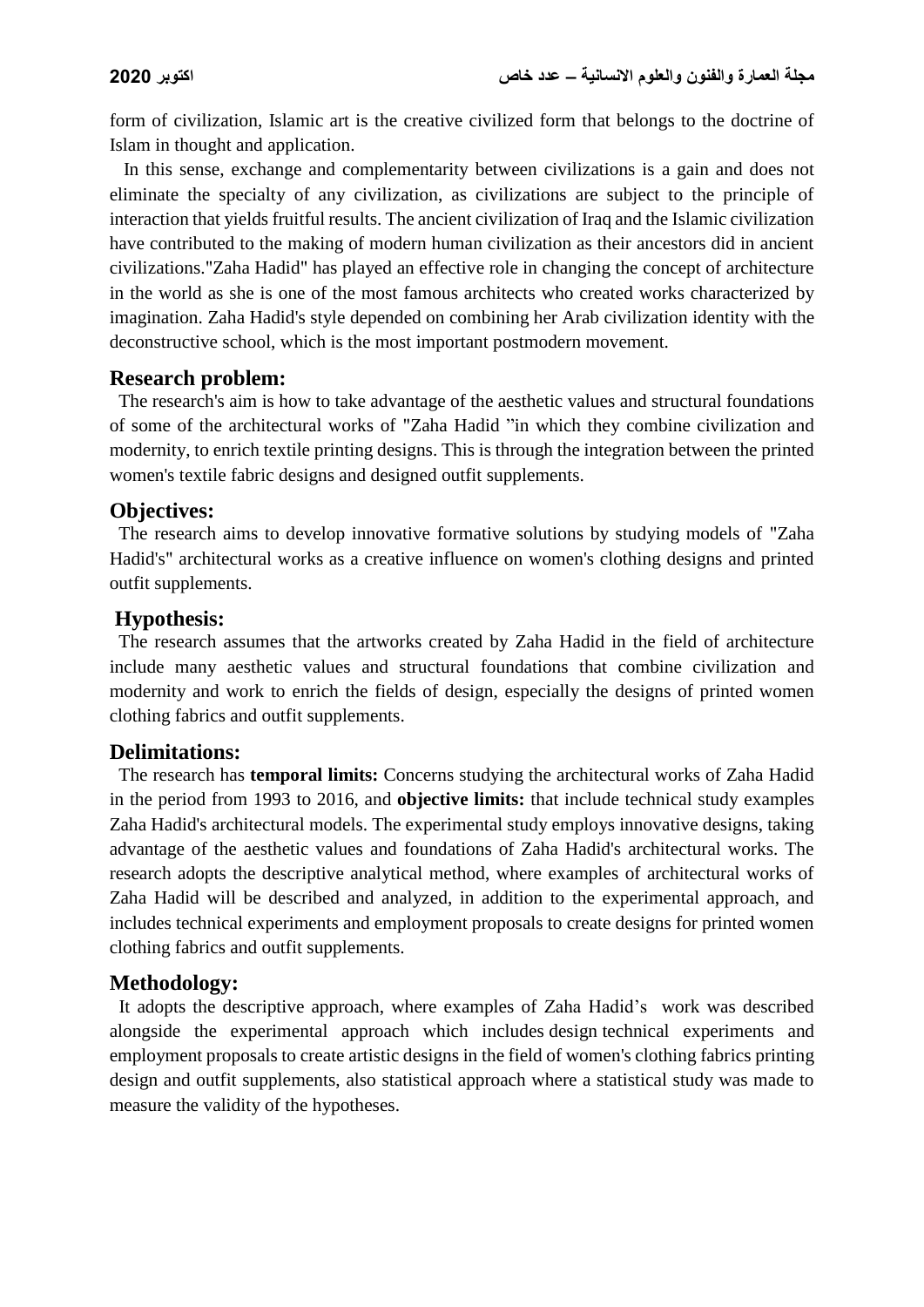form of civilization, Islamic art is the creative civilized form that belongs to the doctrine of Islam in thought and application.

In this sense, exchange and complementarity between civilizations is a gain and does not eliminate the specialty of any civilization, as civilizations are subject to the principle of interaction that yields fruitful results. The ancient civilization of Iraq and the Islamic civilization have contributed to the making of modern human civilization as their ancestors did in ancient civilizations."Zaha Hadid" has played an effective role in changing the concept of architecture in the world as she is one of the most famous architects who created works characterized by imagination. Zaha Hadid's style depended on combining her Arab civilization identity with the deconstructive school, which is the most important postmodern movement.

## Research problem:

The research's aim is how to take advantage of the aesthetic values and structural foundations of some of the architectural works of "Zaha Hadid "in which they combine civilization and modernity, to enrich textile printing designs. This is through the integration between the printed women's textile fabric designs and designed outfit supplements.

## Objectives:

The research aims to develop innovative formative solutions by studying models of "Zaha Hadid's" architectural works as a creative influence on women's clothing designs and printed outfit supplements.

## Hypothesis:

The research assumes that the artworks created by Zaha Hadid in the field of architecture include many aesthetic values and structural foundations that combine civilization and modernity and work to enrich the fields of design, especially the designs of printed women clothing fabrics and outfit supplements.

## Delimitations:

The research has **temporal limits:** Concerns studying the architectural works of Zaha Hadid in the period from 1993 to 2016, and **objective limits:** that include technical study examples Zaha Hadid's architectural models. The experimental study employs innovative designs, taking advantage of the aesthetic values and foundations of Zaha Hadid's architectural works. The research adopts the descriptive analytical method, where examples of architectural works of Zaha Hadid will be described and analyzed, in addition to the experimental approach, and includes technical experiments and employment proposals to create designs for printed women clothing fabrics and outfit supplements.

## Methodology:

It adopts the descriptive approach, where examples of Zaha Hadid's work was described alongside the experimental approach which includes design technical experiments and employment proposals to create artistic designs in the field of women's clothing fabrics printing design and outfit supplements, also statistical approach where a statistical study was made to measure the validity of the hypotheses.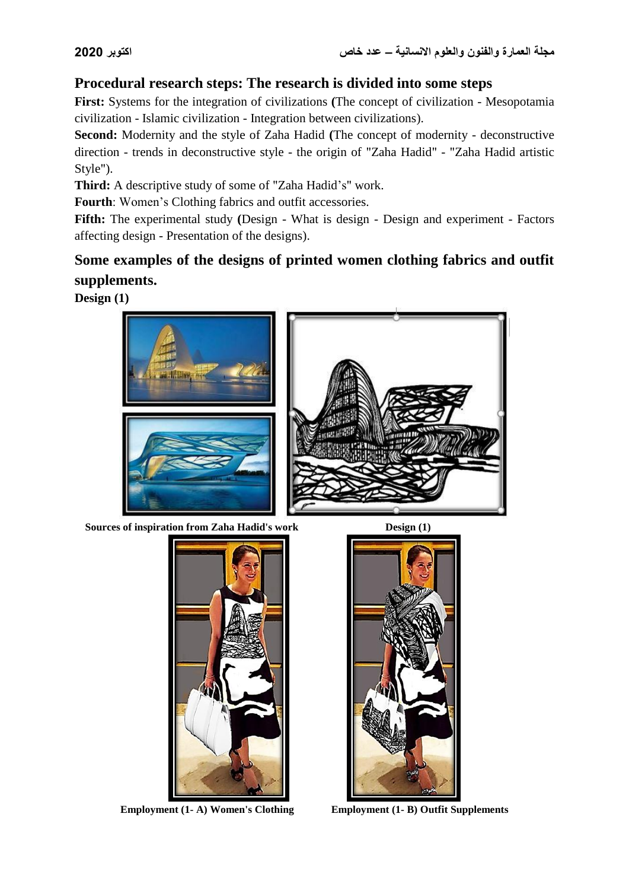## Procedural research steps: The research is divided into some steps

**First:** Systems for the integration of civilizations **(**The concept of civilization - Mesopotamia civilization - Islamic civilization - Integration between civilizations).

**Second:** Modernity and the style of Zaha Hadid **(**The concept of modernity - deconstructive direction - trends in deconstructive style - the origin of "Zaha Hadid" - "Zaha Hadid artistic Style").

**Third:** A descriptive study of some of "Zaha Hadid's" work.

**Fourth**: Women's Clothing fabrics and outfit accessories.

**Fifth:** The experimental study **(**Design - What is design - Design and experiment - Factors affecting design - Presentation of the designs).

## Some examples of the designs of printed women clothing fabrics and outfit supplements.

**Design (1)**

**Sources of inspiration from Zaha Hadid's work**

**Design (1)**

**Employment (1- A) Women's Clothing**

**Employment (1- B) Outfit Supplements**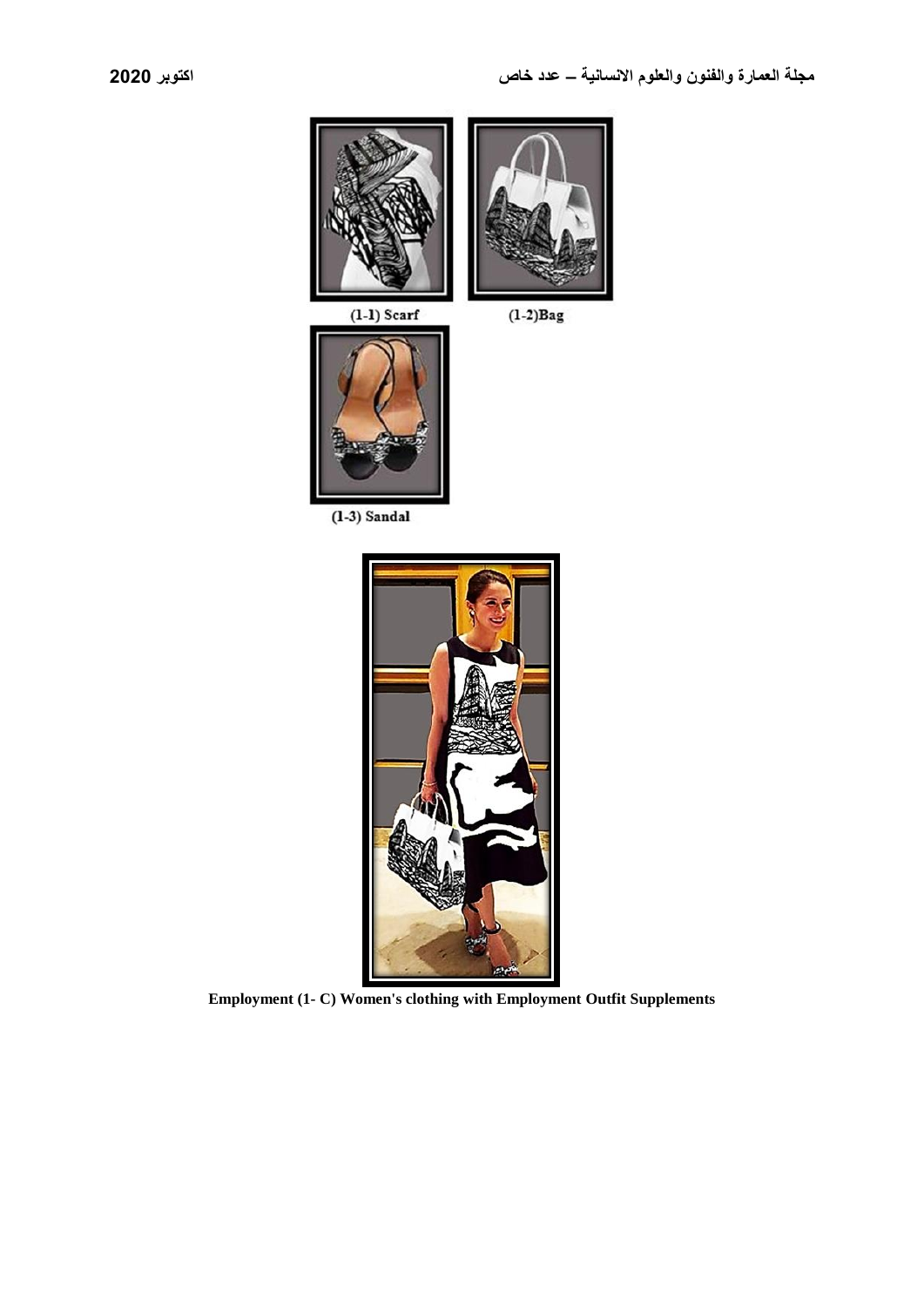(1-1) Scarf

(1-2)Bag

(1-3) Sandal

**Employment (1- C) Women's clothing with Employment Outfit Supplements**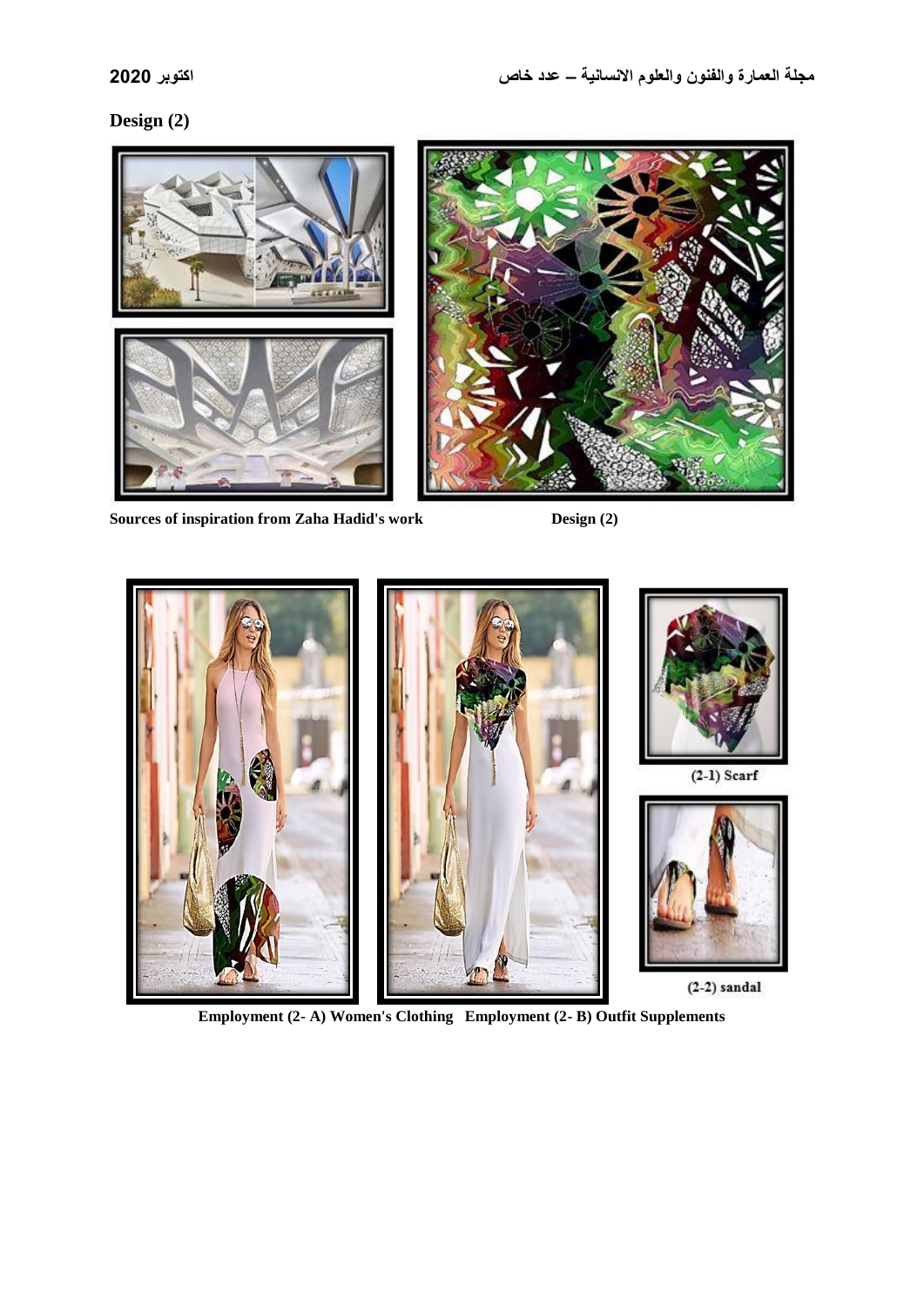**Design (2)**

**Sources of inspiration from Zaha Hadid's work** **Design (2)**

(2-1) Scarf

(2-2) sandal

**Employment (2- A) Women's Clothing Employment (2- B) Outfit Supplements**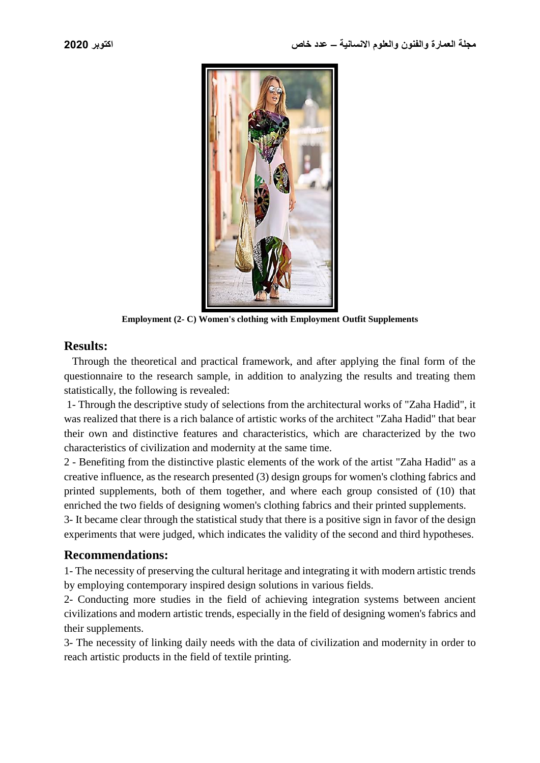Employment (2- C) Women's clothing with Employment Outfit Supplements

## Results:

Through the theoretical and practical framework, and after applying the final form of the questionnaire to the research sample, in addition to analyzing the results and treating them statistically, the following is revealed:

1- Through the descriptive study of selections from the architectural works of "Zaha Hadid", it was realized that there is a rich balance of artistic works of the architect "Zaha Hadid" that bear their own and distinctive features and characteristics, which are characterized by the two characteristics of civilization and modernity at the same time.

2 - Benefiting from the distinctive plastic elements of the work of the artist "Zaha Hadid" as a creative influence, as the research presented (3) design groups for women's clothing fabrics and printed supplements, both of them together, and where each group consisted of (10) that enriched the two fields of designing women's clothing fabrics and their printed supplements.

3- It became clear through the statistical study that there is a positive sign in favor of the design experiments that were judged, which indicates the validity of the second and third hypotheses.

## Recommendations:

1- The necessity of preserving the cultural heritage and integrating it with modern artistic trends by employing contemporary inspired design solutions in various fields.

2- Conducting more studies in the field of achieving integration systems between ancient civilizations and modern artistic trends, especially in the field of designing women's fabrics and their supplements.

3- The necessity of linking daily needs with the data of civilization and modernity in order to reach artistic products in the field of textile printing.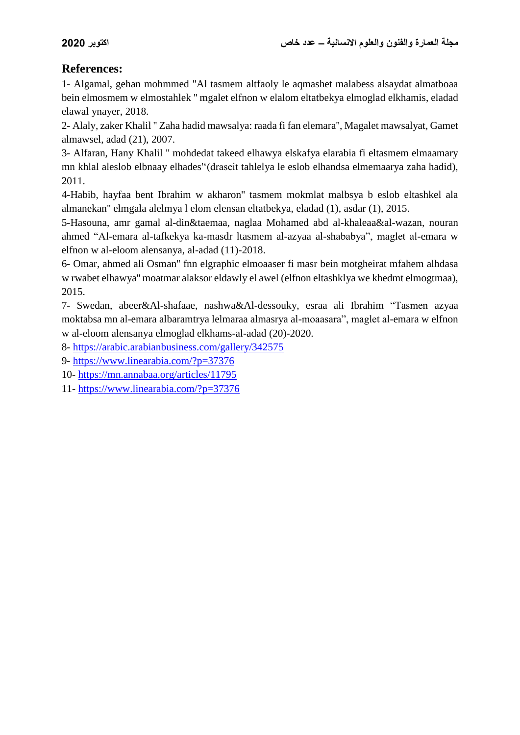## References:

1- Algamal, gehan mohmmed "Al tasmem altfaoly le aqmashet malabess alsaydat almatboaa bein elmosmem w elmostahlek " mgalet elfnon w elalom eltatbekya elmoglad elkhamis, eladad elawal ynayer, 2018.

2- Alaly, zaker Khalil " Zaha hadid mawsalya: raada fi fan elemara", Magalet mawsalyat, Gamet almawsel, adad (21), 2007.

3- Alfaran, Hany Khalil " mohdedat takeed elhawya elskafya elarabia fi eltasmem elmaamary mn khlal aleslob elbnaay elhades''(draseit tahlelya le eslob elhandsa elmemaarya zaha hadid), 2011.

4-Habib, hayfaa bent Ibrahim w akharon" tasmem mokmlat malbsya b eslob eltashkel ala almanekan" elmgala alelmya l elom elensan eltatbekya, eladad (1), asdar (1), 2015.

5-Hasouna, amr gamal al-din&taemaa, naglaa Mohamed abd al-khaleaa&al-wazan, nouran ahmed "Al-emara al-tafkekya ka-masdr ltasmem al-azyaa al-shababya", maglet al-emara w elfnon w al-eloom alensanya, al-adad (11)-2018.

6- Omar, ahmed ali Osman" fnn elgraphic elmoaaser fi masr bein motgheirat mfahem alhdasa w rwabet elhawya" moatmar alaksor eldawly el awel (elfnon eltashklya we khedmt elmogtmaa), 2015.

7- Swedan, abeer&Al-shafaae, nashwa&Al-dessouky, esraa ali Ibrahim "Tasmen azyaa moktabsa mn al-emara albaramtrya lelmaraa almasrya al-moaasara", maglet al-emara w elfnon w al-eloom alensanya elmoglad elkhams-al-adad (20)-2020.

8- https://arabic.arabianbusiness.com/gallery/342575

9- https://www.linearabia.com/?p=37376

10- https://mn.annabaa.org/articles/11795

11- https://www.linearabia.com/?p=37376